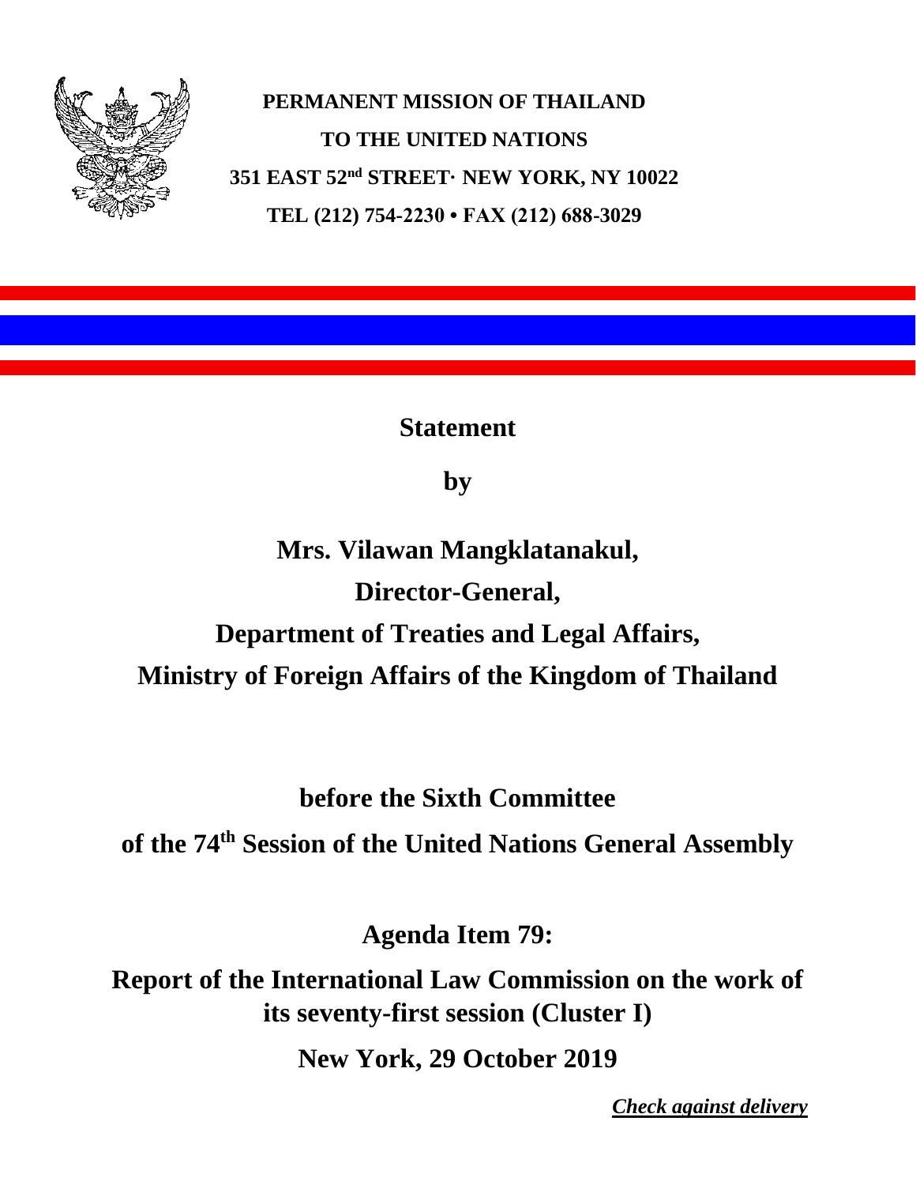**PERMANENT MISSION OF THAILAND**

**TO THE UNITED NATIONS**

**351 EAST 52nd STREET· NEW YORK, NY 10022**

**TEL (212) 754-2230 • FAX (212) 688-3029**

# Statement

# by

# Mrs. Vilawan Mangklatanakul,

# Director-General,

# Department of Treaties and Legal Affairs,

# Ministry of Foreign Affairs of the Kingdom of Thailand

## before the Sixth Committee

## of the 74th Session of the United Nations General Assembly

## Agenda Item 79:

## Report of the International Law Commission on the work of its seventy-first session (Cluster I)

## New York, 29 October 2019

***Check against delivery***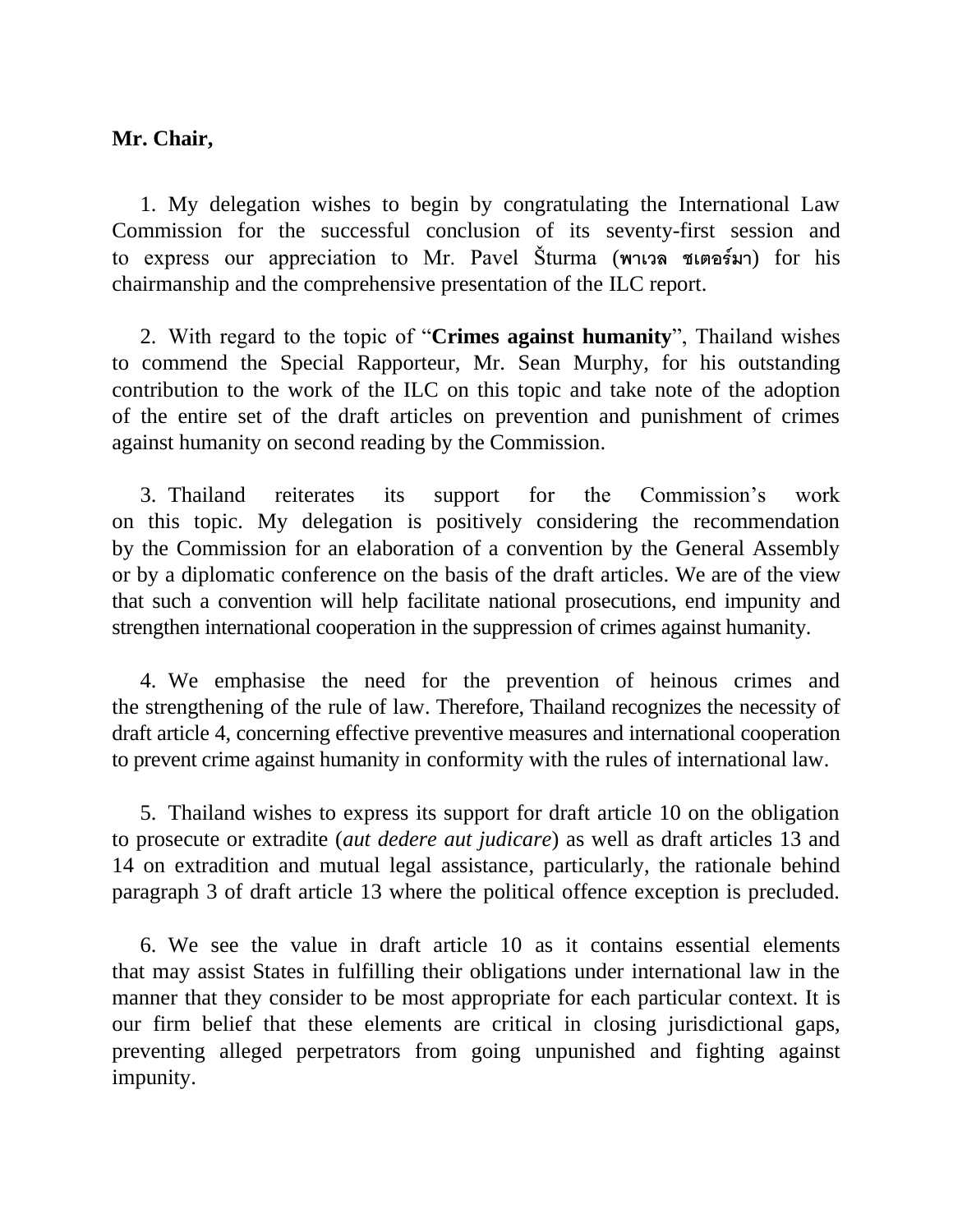**Mr. Chair,**

1. My delegation wishes to begin by congratulating the International Law Commission for the successful conclusion of its seventy-first session and to express our appreciation to Mr. Pavel Šturma (พาเวล ชเตอร์มา) for his chairmanship and the comprehensive presentation of the ILC report.

2. With regard to the topic of "**Crimes against humanity**", Thailand wishes to commend the Special Rapporteur, Mr. Sean Murphy, for his outstanding contribution to the work of the ILC on this topic and take note of the adoption of the entire set of the draft articles on prevention and punishment of crimes against humanity on second reading by the Commission.

3. Thailand reiterates its support for the Commission's work on this topic. My delegation is positively considering the recommendation by the Commission for an elaboration of a convention by the General Assembly or by a diplomatic conference on the basis of the draft articles. We are of the view that such a convention will help facilitate national prosecutions, end impunity and strengthen international cooperation in the suppression of crimes against humanity.

4. We emphasise the need for the prevention of heinous crimes and the strengthening of the rule of law. Therefore, Thailand recognizes the necessity of draft article 4, concerning effective preventive measures and international cooperation to prevent crime against humanity in conformity with the rules of international law.

5. Thailand wishes to express its support for draft article 10 on the obligation to prosecute or extradite (*aut dedere aut judicare*) as well as draft articles 13 and 14 on extradition and mutual legal assistance, particularly, the rationale behind paragraph 3 of draft article 13 where the political offence exception is precluded.

6. We see the value in draft article 10 as it contains essential elements that may assist States in fulfilling their obligations under international law in the manner that they consider to be most appropriate for each particular context. It is our firm belief that these elements are critical in closing jurisdictional gaps, preventing alleged perpetrators from going unpunished and fighting against impunity.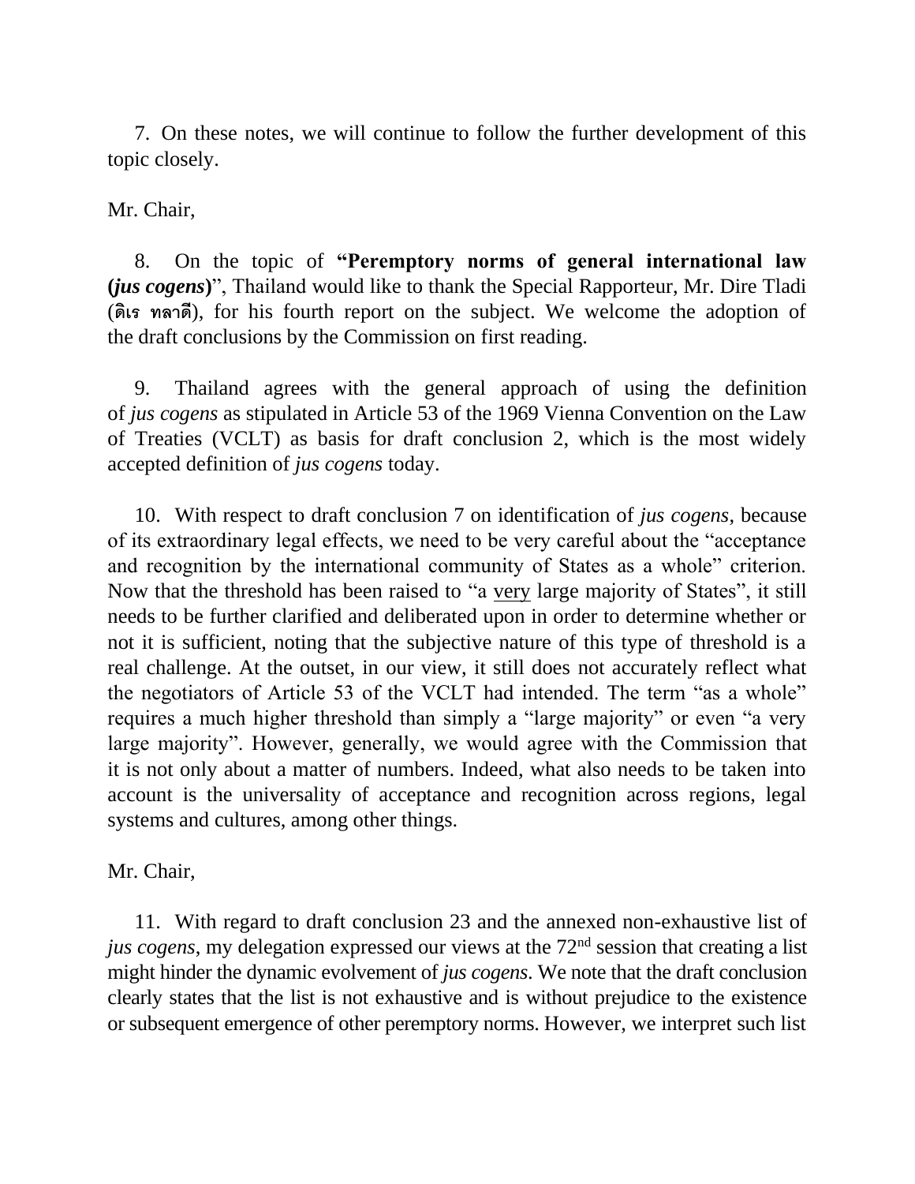7. On these notes, we will continue to follow the further development of this topic closely.

Mr. Chair,

8. On the topic of **"Peremptory norms of general international law (*jus cogens*)**", Thailand would like to thank the Special Rapporteur, Mr. Dire Tladi (ดิเร ทลาดี), for his fourth report on the subject. We welcome the adoption of the draft conclusions by the Commission on first reading.

9. Thailand agrees with the general approach of using the definition of *jus cogens* as stipulated in Article 53 of the 1969 Vienna Convention on the Law of Treaties (VCLT) as basis for draft conclusion 2, which is the most widely accepted definition of *jus cogens* today.

10. With respect to draft conclusion 7 on identification of *jus cogens*, because of its extraordinary legal effects, we need to be very careful about the "acceptance and recognition by the international community of States as a whole" criterion. Now that the threshold has been raised to "a <u>very</u> large majority of States", it still needs to be further clarified and deliberated upon in order to determine whether or not it is sufficient, noting that the subjective nature of this type of threshold is a real challenge. At the outset, in our view, it still does not accurately reflect what the negotiators of Article 53 of the VCLT had intended. The term "as a whole" requires a much higher threshold than simply a "large majority" or even "a very large majority". However, generally, we would agree with the Commission that it is not only about a matter of numbers. Indeed, what also needs to be taken into account is the universality of acceptance and recognition across regions, legal systems and cultures, among other things.

Mr. Chair,

11. With regard to draft conclusion 23 and the annexed non-exhaustive list of *jus cogens*, my delegation expressed our views at the 72nd session that creating a list might hinder the dynamic evolvement of *jus cogens*. We note that the draft conclusion clearly states that the list is not exhaustive and is without prejudice to the existence or subsequent emergence of other peremptory norms. However, we interpret such list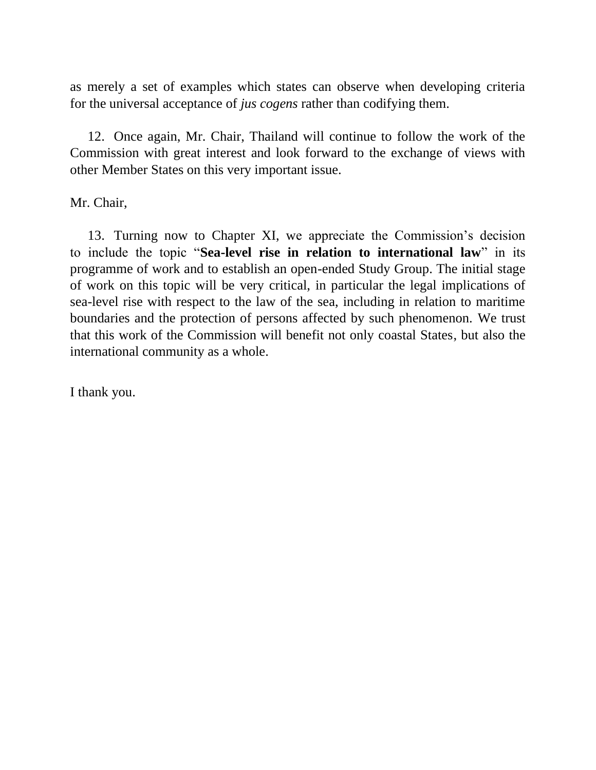as merely a set of examples which states can observe when developing criteria for the universal acceptance of *jus cogens* rather than codifying them.

12. Once again, Mr. Chair, Thailand will continue to follow the work of the Commission with great interest and look forward to the exchange of views with other Member States on this very important issue.

Mr. Chair,

13. Turning now to Chapter XI, we appreciate the Commission's decision to include the topic "**Sea-level rise in relation to international law**" in its programme of work and to establish an open-ended Study Group. The initial stage of work on this topic will be very critical, in particular the legal implications of sea-level rise with respect to the law of the sea, including in relation to maritime boundaries and the protection of persons affected by such phenomenon. We trust that this work of the Commission will benefit not only coastal States, but also the international community as a whole.

I thank you.